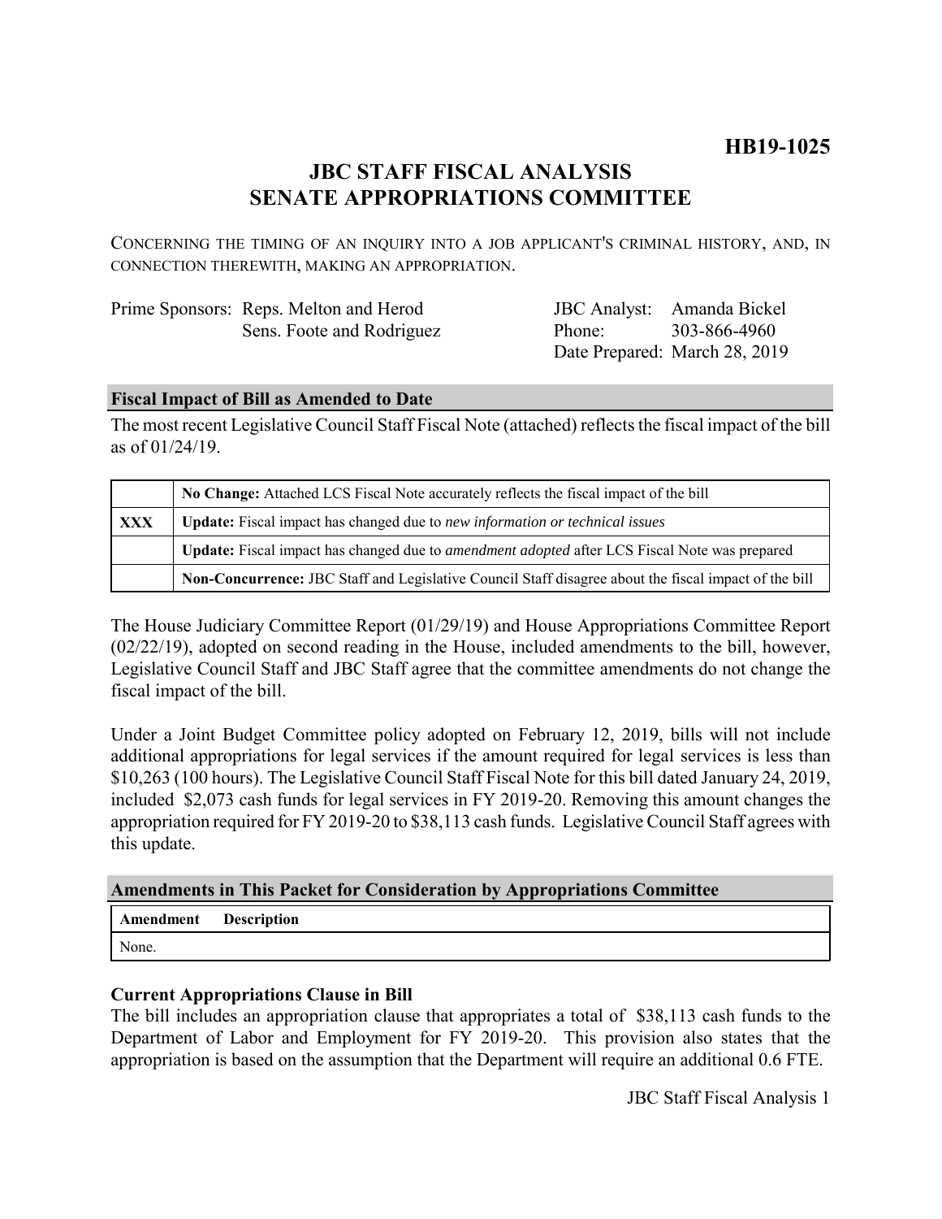# HB19-1025

## JBC STAFF FISCAL ANALYSIS
## SENATE APPROPRIATIONS COMMITTEE

CONCERNING THE TIMING OF AN INQUIRY INTO A JOB APPLICANT'S CRIMINAL HISTORY, AND, IN CONNECTION THEREWITH, MAKING AN APPROPRIATION.

| | |
|---|---|
| Prime Sponsors: Reps. Melton and Herod<br>Sens. Foote and Rodriguez | JBC Analyst: Amanda Bickel<br>Phone: 303-866-4960<br>Date Prepared: March 28, 2019 |

### Fiscal Impact of Bill as Amended to Date

The most recent Legislative Council Staff Fiscal Note (attached) reflects the fiscal impact of the bill as of 01/24/19.

| | |
|---|---|
| | **No Change:** Attached LCS Fiscal Note accurately reflects the fiscal impact of the bill |
| **XXX** | **Update:** Fiscal impact has changed due to *new information or technical issues* |
| | **Update:** Fiscal impact has changed due to *amendment adopted* after LCS Fiscal Note was prepared |
| | **Non-Concurrence:** JBC Staff and Legislative Council Staff disagree about the fiscal impact of the bill |

The House Judiciary Committee Report (01/29/19) and House Appropriations Committee Report (02/22/19), adopted on second reading in the House, included amendments to the bill, however, Legislative Council Staff and JBC Staff agree that the committee amendments do not change the fiscal impact of the bill.

Under a Joint Budget Committee policy adopted on February 12, 2019, bills will not include additional appropriations for legal services if the amount required for legal services is less than $10,263 (100 hours). The Legislative Council Staff Fiscal Note for this bill dated January 24, 2019, included $2,073 cash funds for legal services in FY 2019-20. Removing this amount changes the appropriation required for FY 2019-20 to $38,113 cash funds. Legislative Council Staff agrees with this update.

### Amendments in This Packet for Consideration by Appropriations Committee

| Amendment | Description |
|---|---|
| None. | |

### Current Appropriations Clause in Bill

The bill includes an appropriation clause that appropriates a total of $38,113 cash funds to the Department of Labor and Employment for FY 2019-20. This provision also states that the appropriation is based on the assumption that the Department will require an additional 0.6 FTE.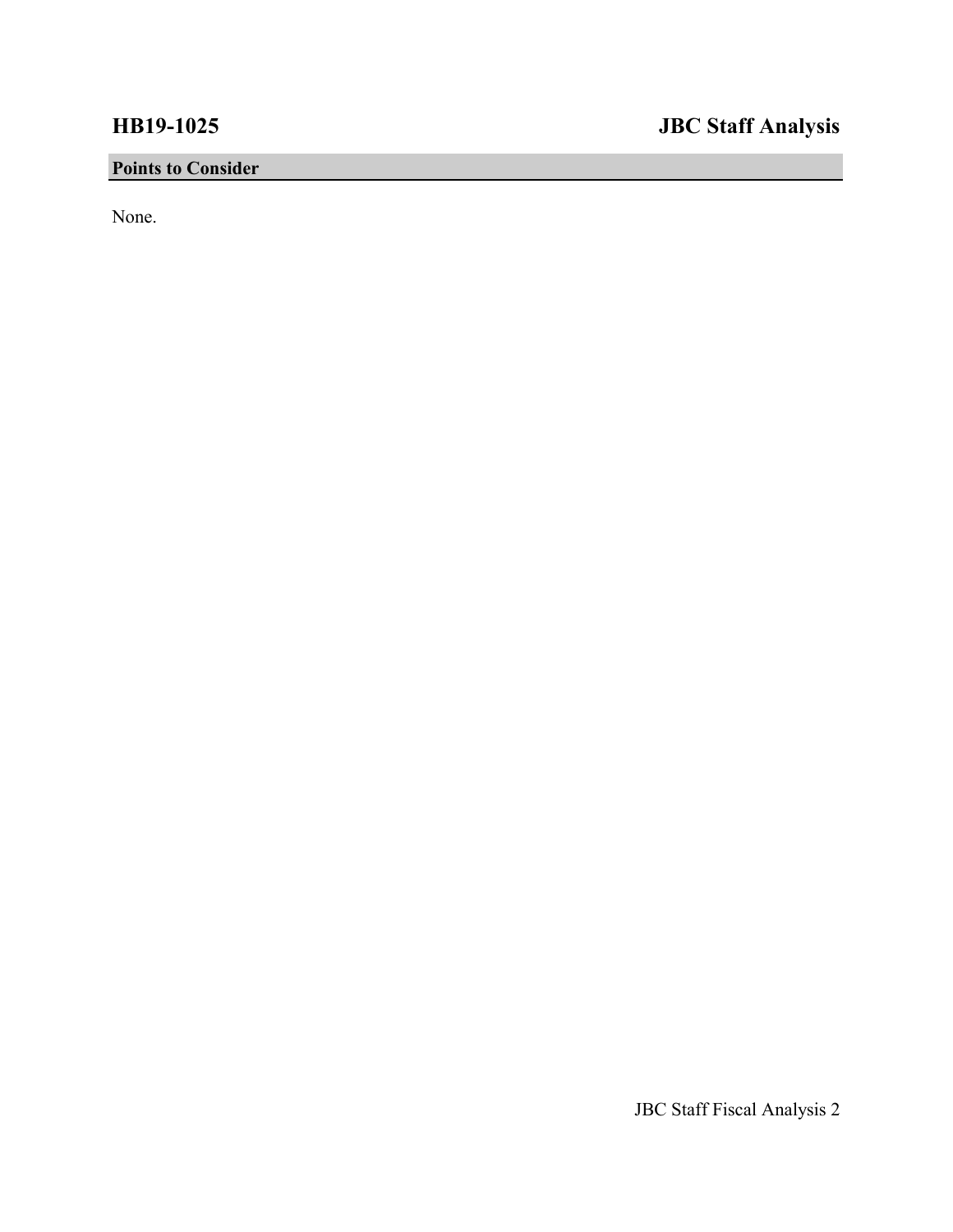## Points to Consider

None.